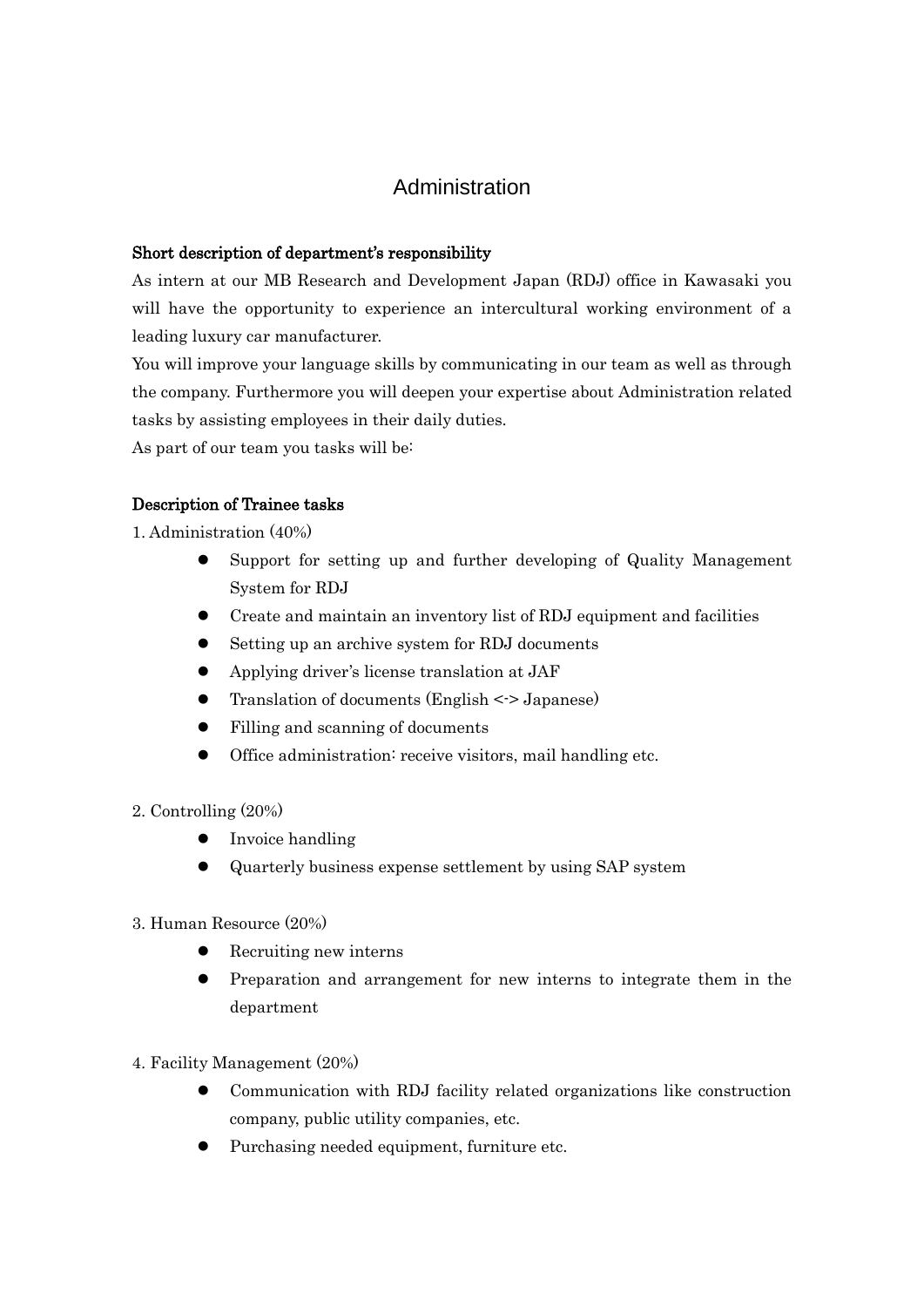# Administration

**Short description of department's responsibility**

As intern at our MB Research and Development Japan (RDJ) office in Kawasaki you will have the opportunity to experience an intercultural working environment of a leading luxury car manufacturer.

You will improve your language skills by communicating in our team as well as through the company. Furthermore you will deepen your expertise about Administration related tasks by assisting employees in their daily duties.

As part of our team you tasks will be:

**Description of Trainee tasks**

1. Administration (40%)

- Support for setting up and further developing of Quality Management System for RDJ
- Create and maintain an inventory list of RDJ equipment and facilities
- Setting up an archive system for RDJ documents
- Applying driver's license translation at JAF
- Translation of documents (English <-> Japanese)
- Filling and scanning of documents
- Office administration: receive visitors, mail handling etc.

2. Controlling (20%)

- Invoice handling
- Quarterly business expense settlement by using SAP system

3. Human Resource (20%)

- Recruiting new interns
- Preparation and arrangement for new interns to integrate them in the department

4. Facility Management (20%)

- Communication with RDJ facility related organizations like construction company, public utility companies, etc.
- Purchasing needed equipment, furniture etc.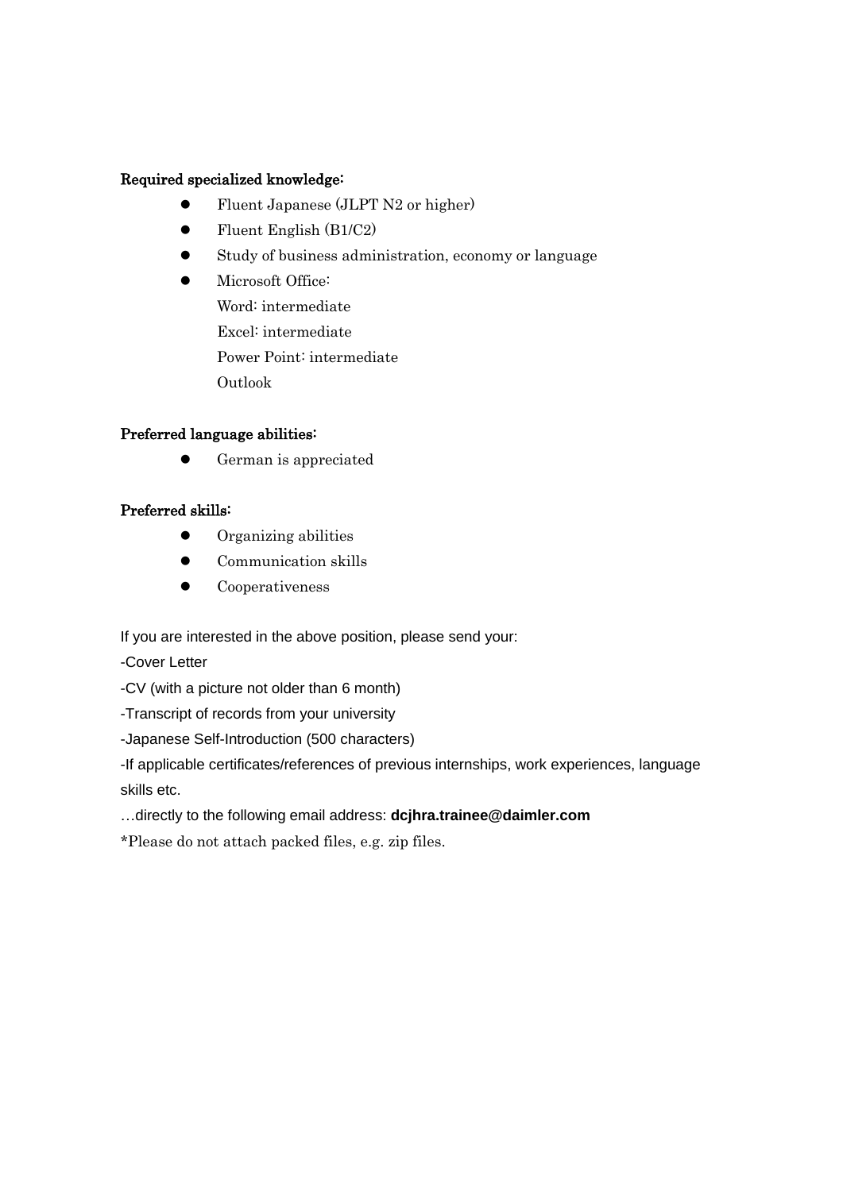**Required specialized knowledge:**

- Fluent Japanese (JLPT N2 or higher)
- Fluent English (B1/C2)
- Study of business administration, economy or language
- Microsoft Office:
  Word: intermediate
  Excel: intermediate
  Power Point: intermediate
  Outlook

**Preferred language abilities:**

- German is appreciated

**Preferred skills:**

- Organizing abilities
- Communication skills
- Cooperativeness

If you are interested in the above position, please send your:

-Cover Letter

-CV (with a picture not older than 6 month)

-Transcript of records from your university

-Japanese Self-Introduction (500 characters)

-If applicable certificates/references of previous internships, work experiences, language skills etc.

…directly to the following email address: **dcjhra.trainee@daimler.com**

*Please do not attach packed files, e.g. zip files.